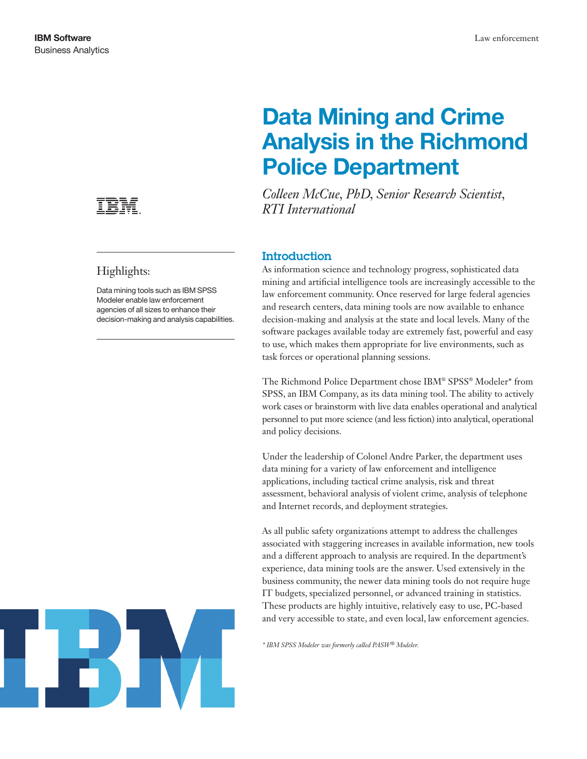IBM Software
Business Analytics

Law enforcement

# Data Mining and Crime Analysis in the Richmond Police Department

*Colleen McCue, PhD, Senior Research Scientist, RTI International*

## Highlights:

Data mining tools such as IBM SPSS Modeler enable law enforcement agencies of all sizes to enhance their decision-making and analysis capabilities.

## Introduction

As information science and technology progress, sophisticated data mining and artificial intelligence tools are increasingly accessible to the law enforcement community. Once reserved for large federal agencies and research centers, data mining tools are now available to enhance decision-making and analysis at the state and local levels. Many of the software packages available today are extremely fast, powerful and easy to use, which makes them appropriate for live environments, such as task forces or operational planning sessions.

The Richmond Police Department chose IBM® SPSS® Modeler* from SPSS, an IBM Company, as its data mining tool. The ability to actively work cases or brainstorm with live data enables operational and analytical personnel to put more science (and less fiction) into analytical, operational and policy decisions.

Under the leadership of Colonel Andre Parker, the department uses data mining for a variety of law enforcement and intelligence applications, including tactical crime analysis, risk and threat assessment, behavioral analysis of violent crime, analysis of telephone and Internet records, and deployment strategies.

As all public safety organizations attempt to address the challenges associated with staggering increases in available information, new tools and a different approach to analysis are required. In the department's experience, data mining tools are the answer. Used extensively in the business community, the newer data mining tools do not require huge IT budgets, specialized personnel, or advanced training in statistics. These products are highly intuitive, relatively easy to use, PC-based and very accessible to state, and even local, law enforcement agencies.

*\* IBM SPSS Modeler was formerly called PASW® Modeler.*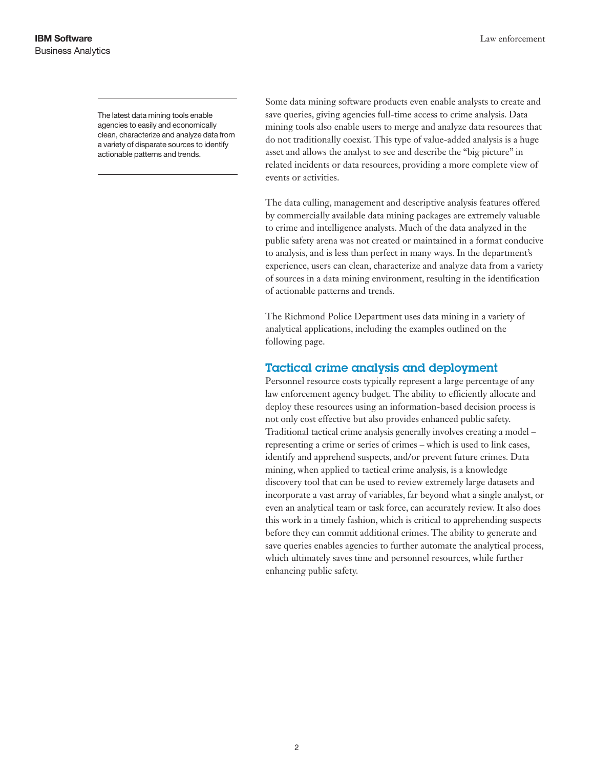> The latest data mining tools enable agencies to easily and economically clean, characterize and analyze data from a variety of disparate sources to identify actionable patterns and trends.

Some data mining software products even enable analysts to create and save queries, giving agencies full-time access to crime analysis. Data mining tools also enable users to merge and analyze data resources that do not traditionally coexist. This type of value-added analysis is a huge asset and allows the analyst to see and describe the "big picture" in related incidents or data resources, providing a more complete view of events or activities.

The data culling, management and descriptive analysis features offered by commercially available data mining packages are extremely valuable to crime and intelligence analysts. Much of the data analyzed in the public safety arena was not created or maintained in a format conducive to analysis, and is less than perfect in many ways. In the department's experience, users can clean, characterize and analyze data from a variety of sources in a data mining environment, resulting in the identification of actionable patterns and trends.

The Richmond Police Department uses data mining in a variety of analytical applications, including the examples outlined on the following page.

## Tactical crime analysis and deployment

Personnel resource costs typically represent a large percentage of any law enforcement agency budget. The ability to efficiently allocate and deploy these resources using an information-based decision process is not only cost effective but also provides enhanced public safety. Traditional tactical crime analysis generally involves creating a model – representing a crime or series of crimes – which is used to link cases, identify and apprehend suspects, and/or prevent future crimes. Data mining, when applied to tactical crime analysis, is a knowledge discovery tool that can be used to review extremely large datasets and incorporate a vast array of variables, far beyond what a single analyst, or even an analytical team or task force, can accurately review. It also does this work in a timely fashion, which is critical to apprehending suspects before they can commit additional crimes. The ability to generate and save queries enables agencies to further automate the analytical process, which ultimately saves time and personnel resources, while further enhancing public safety.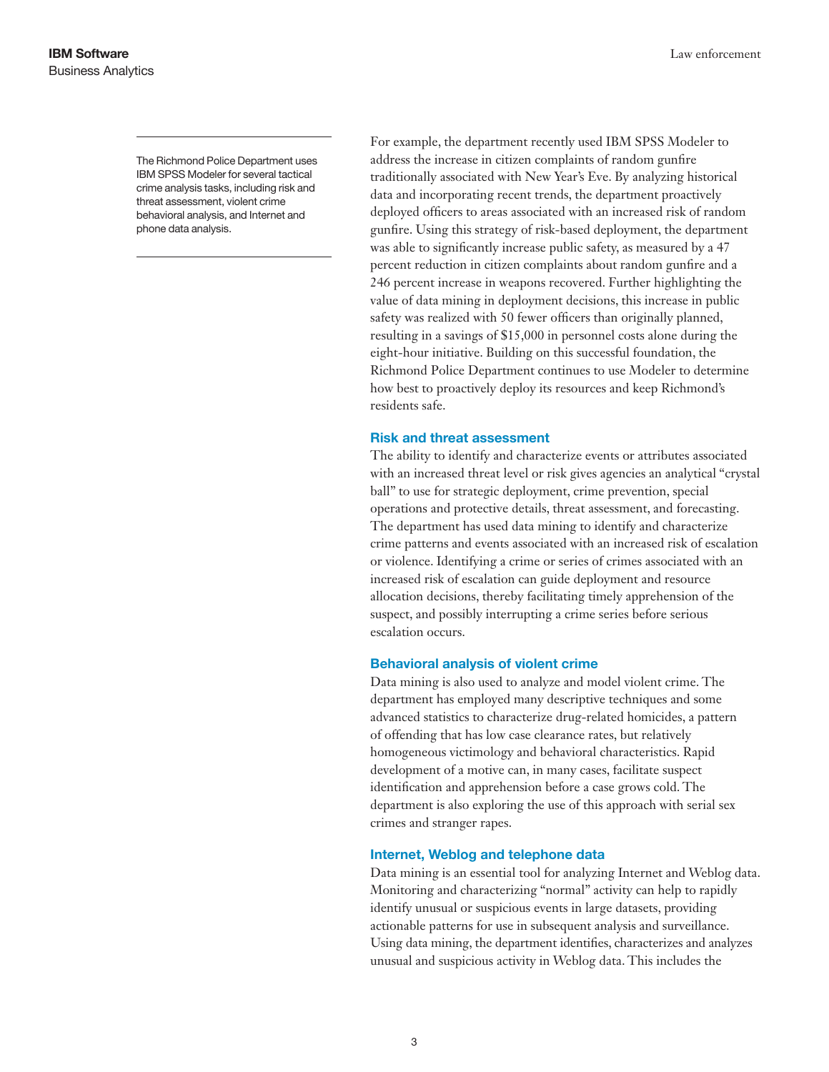The Richmond Police Department uses IBM SPSS Modeler for several tactical crime analysis tasks, including risk and threat assessment, violent crime behavioral analysis, and Internet and phone data analysis.

For example, the department recently used IBM SPSS Modeler to address the increase in citizen complaints of random gunfire traditionally associated with New Year's Eve. By analyzing historical data and incorporating recent trends, the department proactively deployed officers to areas associated with an increased risk of random gunfire. Using this strategy of risk-based deployment, the department was able to significantly increase public safety, as measured by a 47 percent reduction in citizen complaints about random gunfire and a 246 percent increase in weapons recovered. Further highlighting the value of data mining in deployment decisions, this increase in public safety was realized with 50 fewer officers than originally planned, resulting in a savings of $15,000 in personnel costs alone during the eight-hour initiative. Building on this successful foundation, the Richmond Police Department continues to use Modeler to determine how best to proactively deploy its resources and keep Richmond's residents safe.

### Risk and threat assessment

The ability to identify and characterize events or attributes associated with an increased threat level or risk gives agencies an analytical "crystal ball" to use for strategic deployment, crime prevention, special operations and protective details, threat assessment, and forecasting. The department has used data mining to identify and characterize crime patterns and events associated with an increased risk of escalation or violence. Identifying a crime or series of crimes associated with an increased risk of escalation can guide deployment and resource allocation decisions, thereby facilitating timely apprehension of the suspect, and possibly interrupting a crime series before serious escalation occurs.

### Behavioral analysis of violent crime

Data mining is also used to analyze and model violent crime. The department has employed many descriptive techniques and some advanced statistics to characterize drug-related homicides, a pattern of offending that has low case clearance rates, but relatively homogeneous victimology and behavioral characteristics. Rapid development of a motive can, in many cases, facilitate suspect identification and apprehension before a case grows cold. The department is also exploring the use of this approach with serial sex crimes and stranger rapes.

### Internet, Weblog and telephone data

Data mining is an essential tool for analyzing Internet and Weblog data. Monitoring and characterizing "normal" activity can help to rapidly identify unusual or suspicious events in large datasets, providing actionable patterns for use in subsequent analysis and surveillance. Using data mining, the department identifies, characterizes and analyzes unusual and suspicious activity in Weblog data. This includes the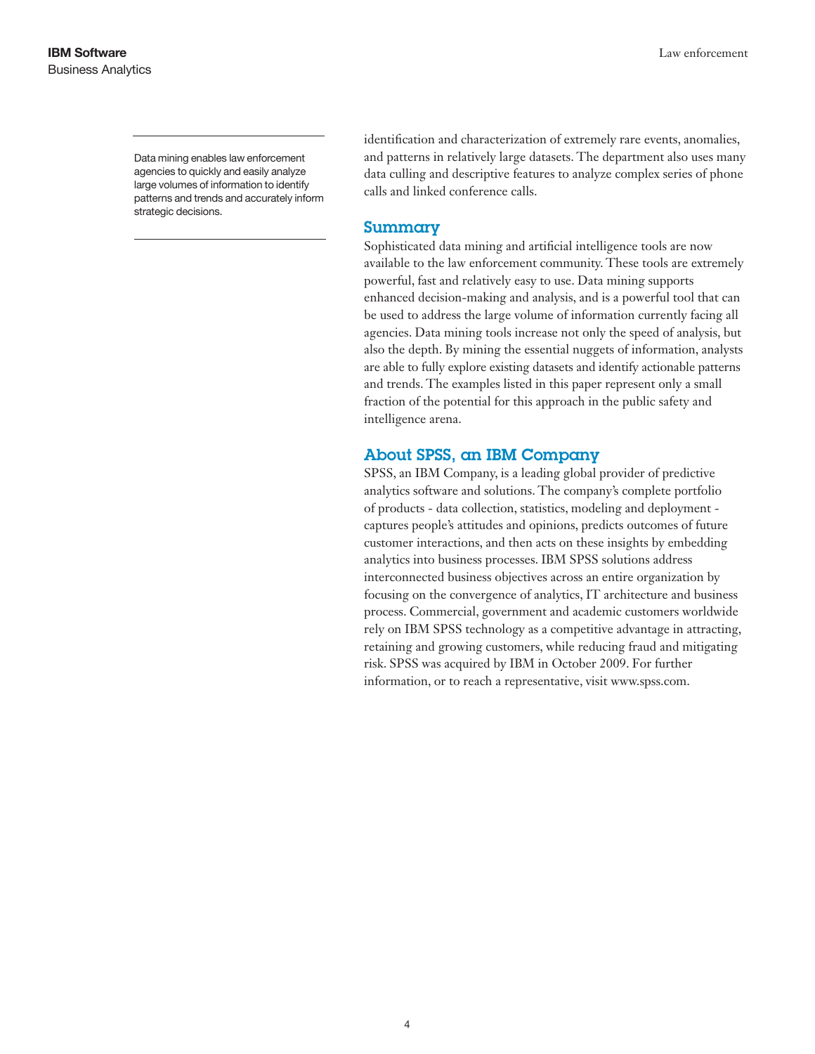Data mining enables law enforcement agencies to quickly and easily analyze large volumes of information to identify patterns and trends and accurately inform strategic decisions.

identification and characterization of extremely rare events, anomalies, and patterns in relatively large datasets. The department also uses many data culling and descriptive features to analyze complex series of phone calls and linked conference calls.

## Summary

Sophisticated data mining and artificial intelligence tools are now available to the law enforcement community. These tools are extremely powerful, fast and relatively easy to use. Data mining supports enhanced decision-making and analysis, and is a powerful tool that can be used to address the large volume of information currently facing all agencies. Data mining tools increase not only the speed of analysis, but also the depth. By mining the essential nuggets of information, analysts are able to fully explore existing datasets and identify actionable patterns and trends. The examples listed in this paper represent only a small fraction of the potential for this approach in the public safety and intelligence arena.

## About SPSS, an IBM Company

SPSS, an IBM Company, is a leading global provider of predictive analytics software and solutions. The company's complete portfolio of products - data collection, statistics, modeling and deployment - captures people's attitudes and opinions, predicts outcomes of future customer interactions, and then acts on these insights by embedding analytics into business processes. IBM SPSS solutions address interconnected business objectives across an entire organization by focusing on the convergence of analytics, IT architecture and business process. Commercial, government and academic customers worldwide rely on IBM SPSS technology as a competitive advantage in attracting, retaining and growing customers, while reducing fraud and mitigating risk. SPSS was acquired by IBM in October 2009. For further information, or to reach a representative, visit www.spss.com.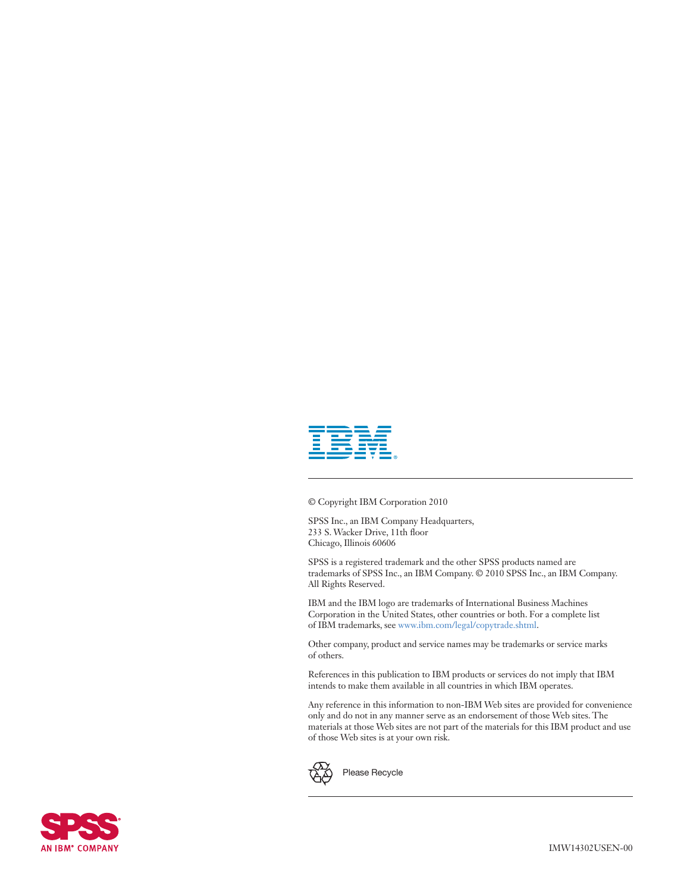© Copyright IBM Corporation 2010

SPSS Inc., an IBM Company Headquarters,
233 S. Wacker Drive, 11th floor
Chicago, Illinois 60606

SPSS is a registered trademark and the other SPSS products named are trademarks of SPSS Inc., an IBM Company. © 2010 SPSS Inc., an IBM Company. All Rights Reserved.

IBM and the IBM logo are trademarks of International Business Machines Corporation in the United States, other countries or both. For a complete list of IBM trademarks, see www.ibm.com/legal/copytrade.shtml.

Other company, product and service names may be trademarks or service marks of others.

References in this publication to IBM products or services do not imply that IBM intends to make them available in all countries in which IBM operates.

Any reference in this information to non-IBM Web sites are provided for convenience only and do not in any manner serve as an endorsement of those Web sites. The materials at those Web sites are not part of the materials for this IBM product and use of those Web sites is at your own risk.

Please Recycle

IMW14302USEN-00